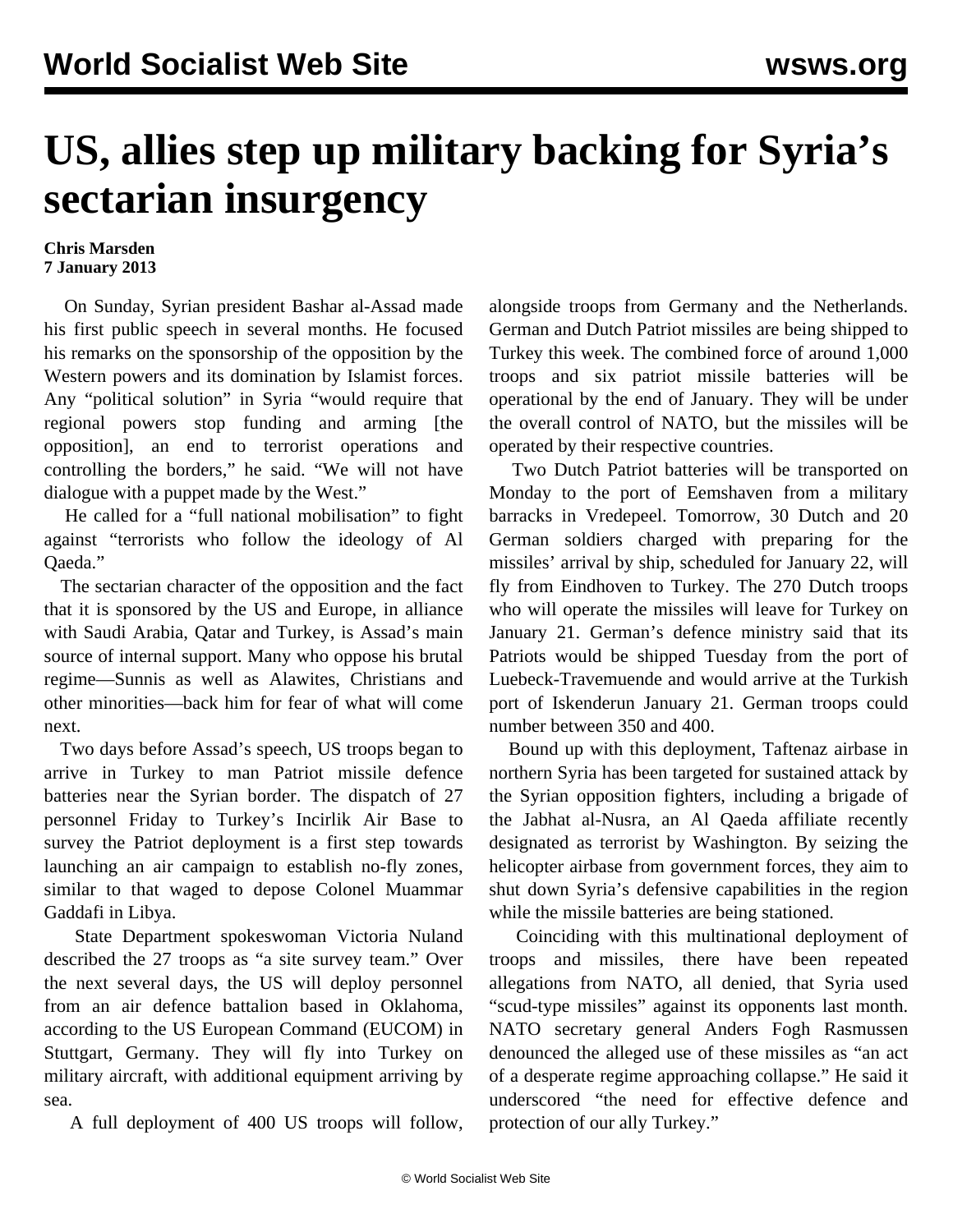# US, allies step up military backing for Syria's sectarian insurgency

**Chris Marsden**
**7 January 2013**

On Sunday, Syrian president Bashar al-Assad made his first public speech in several months. He focused his remarks on the sponsorship of the opposition by the Western powers and its domination by Islamist forces. Any "political solution" in Syria "would require that regional powers stop funding and arming [the opposition], an end to terrorist operations and controlling the borders," he said. "We will not have dialogue with a puppet made by the West."

He called for a "full national mobilisation" to fight against "terrorists who follow the ideology of Al Qaeda."

The sectarian character of the opposition and the fact that it is sponsored by the US and Europe, in alliance with Saudi Arabia, Qatar and Turkey, is Assad's main source of internal support. Many who oppose his brutal regime—Sunnis as well as Alawites, Christians and other minorities—back him for fear of what will come next.

Two days before Assad's speech, US troops began to arrive in Turkey to man Patriot missile defence batteries near the Syrian border. The dispatch of 27 personnel Friday to Turkey's Incirlik Air Base to survey the Patriot deployment is a first step towards launching an air campaign to establish no-fly zones, similar to that waged to depose Colonel Muammar Gaddafi in Libya.

State Department spokeswoman Victoria Nuland described the 27 troops as "a site survey team." Over the next several days, the US will deploy personnel from an air defence battalion based in Oklahoma, according to the US European Command (EUCOM) in Stuttgart, Germany. They will fly into Turkey on military aircraft, with additional equipment arriving by sea.

A full deployment of 400 US troops will follow, alongside troops from Germany and the Netherlands. German and Dutch Patriot missiles are being shipped to Turkey this week. The combined force of around 1,000 troops and six patriot missile batteries will be operational by the end of January. They will be under the overall control of NATO, but the missiles will be operated by their respective countries.

Two Dutch Patriot batteries will be transported on Monday to the port of Eemshaven from a military barracks in Vredepeel. Tomorrow, 30 Dutch and 20 German soldiers charged with preparing for the missiles' arrival by ship, scheduled for January 22, will fly from Eindhoven to Turkey. The 270 Dutch troops who will operate the missiles will leave for Turkey on January 21. German's defence ministry said that its Patriots would be shipped Tuesday from the port of Luebeck-Travemuende and would arrive at the Turkish port of Iskenderun January 21. German troops could number between 350 and 400.

Bound up with this deployment, Taftenaz airbase in northern Syria has been targeted for sustained attack by the Syrian opposition fighters, including a brigade of the Jabhat al-Nusra, an Al Qaeda affiliate recently designated as terrorist by Washington. By seizing the helicopter airbase from government forces, they aim to shut down Syria's defensive capabilities in the region while the missile batteries are being stationed.

Coinciding with this multinational deployment of troops and missiles, there have been repeated allegations from NATO, all denied, that Syria used "scud-type missiles" against its opponents last month. NATO secretary general Anders Fogh Rasmussen denounced the alleged use of these missiles as "an act of a desperate regime approaching collapse." He said it underscored "the need for effective defence and protection of our ally Turkey."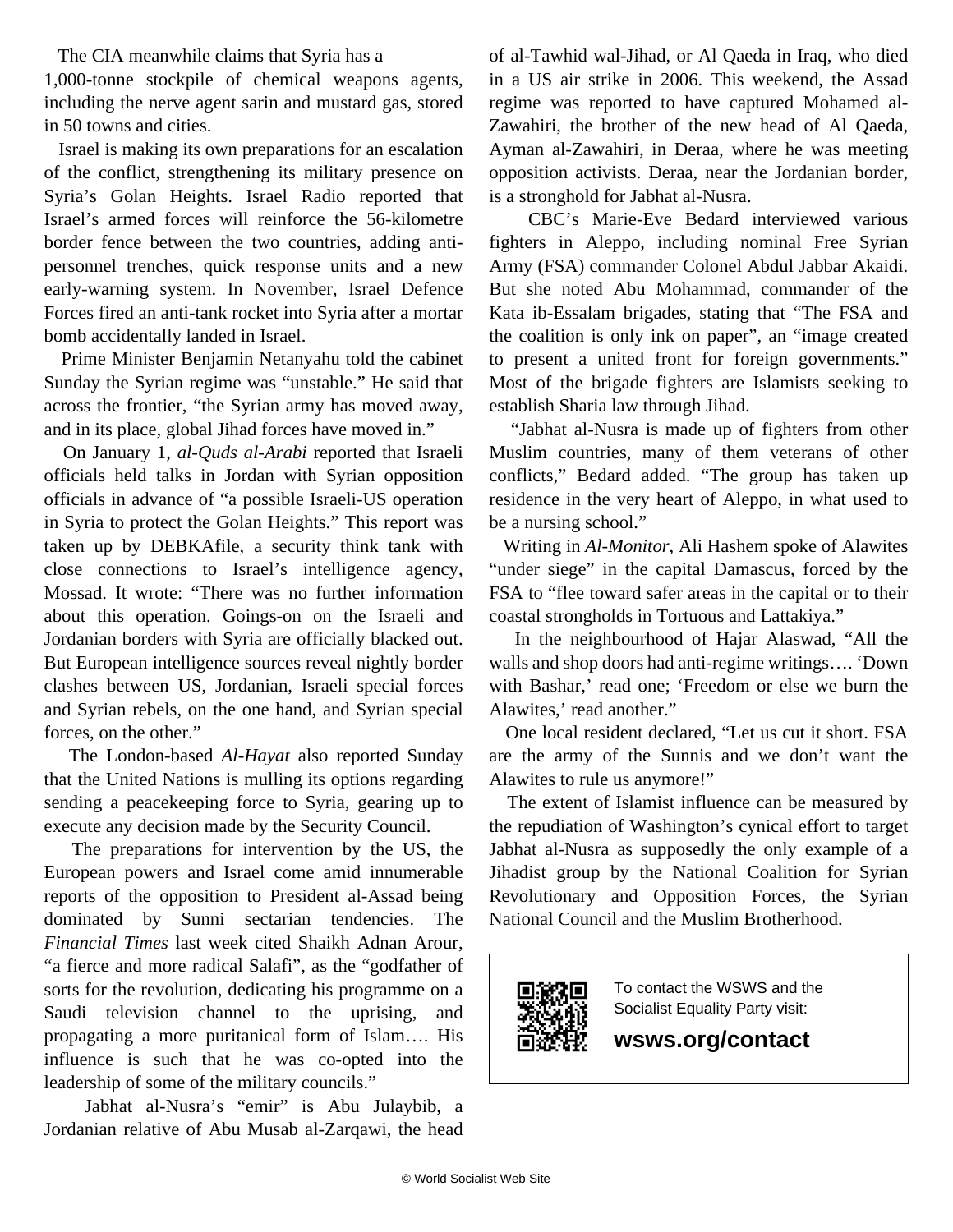The CIA meanwhile claims that Syria has a 1,000-tonne stockpile of chemical weapons agents, including the nerve agent sarin and mustard gas, stored in 50 towns and cities.

Israel is making its own preparations for an escalation of the conflict, strengthening its military presence on Syria's Golan Heights. Israel Radio reported that Israel's armed forces will reinforce the 56-kilometre border fence between the two countries, adding anti-personnel trenches, quick response units and a new early-warning system. In November, Israel Defence Forces fired an anti-tank rocket into Syria after a mortar bomb accidentally landed in Israel.

Prime Minister Benjamin Netanyahu told the cabinet Sunday the Syrian regime was "unstable." He said that across the frontier, "the Syrian army has moved away, and in its place, global Jihad forces have moved in."

On January 1, *al-Quds al-Arabi* reported that Israeli officials held talks in Jordan with Syrian opposition officials in advance of "a possible Israeli-US operation in Syria to protect the Golan Heights." This report was taken up by DEBKAfile, a security think tank with close connections to Israel's intelligence agency, Mossad. It wrote: "There was no further information about this operation. Goings-on on the Israeli and Jordanian borders with Syria are officially blacked out. But European intelligence sources reveal nightly border clashes between US, Jordanian, Israeli special forces and Syrian rebels, on the one hand, and Syrian special forces, on the other."

The London-based *Al-Hayat* also reported Sunday that the United Nations is mulling its options regarding sending a peacekeeping force to Syria, gearing up to execute any decision made by the Security Council.

The preparations for intervention by the US, the European powers and Israel come amid innumerable reports of the opposition to President al-Assad being dominated by Sunni sectarian tendencies. The *Financial Times* last week cited Shaikh Adnan Arour, "a fierce and more radical Salafi", as the "godfather of sorts for the revolution, dedicating his programme on a Saudi television channel to the uprising, and propagating a more puritanical form of Islam…. His influence is such that he was co-opted into the leadership of some of the military councils."

Jabhat al-Nusra's "emir" is Abu Julaybib, a Jordanian relative of Abu Musab al-Zarqawi, the head of al-Tawhid wal-Jihad, or Al Qaeda in Iraq, who died in a US air strike in 2006. This weekend, the Assad regime was reported to have captured Mohamed al-Zawahiri, the brother of the new head of Al Qaeda, Ayman al-Zawahiri, in Deraa, where he was meeting opposition activists. Deraa, near the Jordanian border, is a stronghold for Jabhat al-Nusra.

CBC's Marie-Eve Bedard interviewed various fighters in Aleppo, including nominal Free Syrian Army (FSA) commander Colonel Abdul Jabbar Akaidi. But she noted Abu Mohammad, commander of the Kata ib-Essalam brigades, stating that "The FSA and the coalition is only ink on paper", an "image created to present a united front for foreign governments." Most of the brigade fighters are Islamists seeking to establish Sharia law through Jihad.

"Jabhat al-Nusra is made up of fighters from other Muslim countries, many of them veterans of other conflicts," Bedard added. "The group has taken up residence in the very heart of Aleppo, in what used to be a nursing school."

Writing in *Al-Monitor*, Ali Hashem spoke of Alawites "under siege" in the capital Damascus, forced by the FSA to "flee toward safer areas in the capital or to their coastal strongholds in Tortuous and Lattakiya."

In the neighbourhood of Hajar Alaswad, "All the walls and shop doors had anti-regime writings…. 'Down with Bashar,' read one; 'Freedom or else we burn the Alawites,' read another."

One local resident declared, "Let us cut it short. FSA are the army of the Sunnis and we don't want the Alawites to rule us anymore!"

The extent of Islamist influence can be measured by the repudiation of Washington's cynical effort to target Jabhat al-Nusra as supposedly the only example of a Jihadist group by the National Coalition for Syrian Revolutionary and Opposition Forces, the Syrian National Council and the Muslim Brotherhood.

To contact the WSWS and the Socialist Equality Party visit:

**wsws.org/contact**